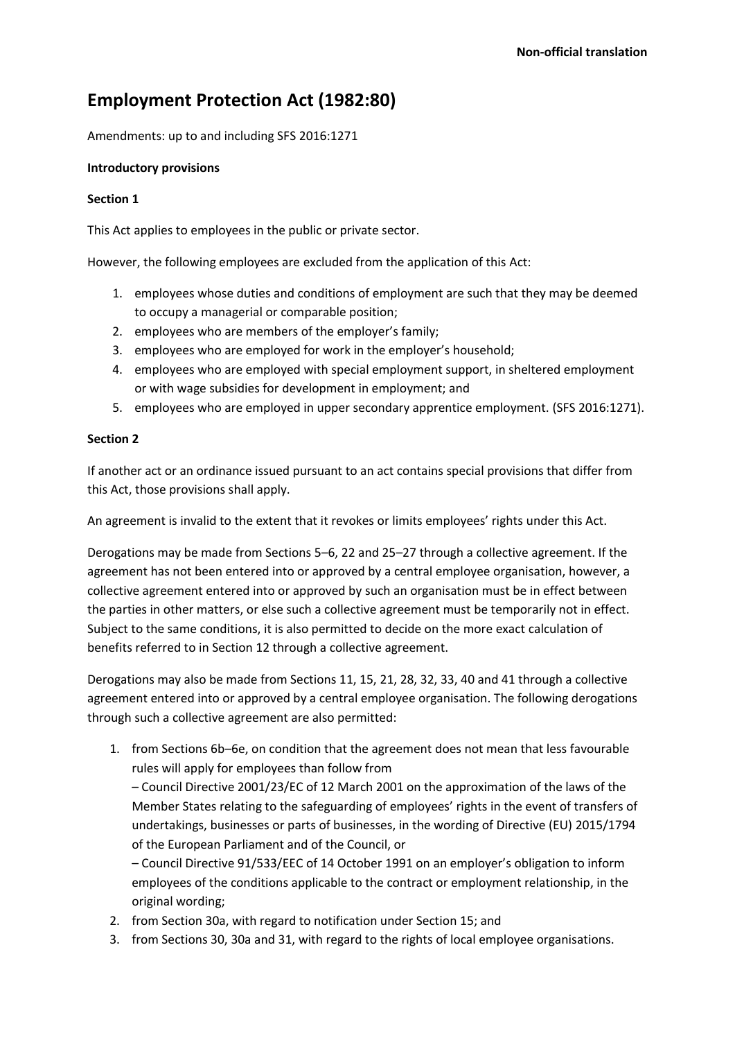Non-official translation

# Employment Protection Act (1982:80)

Amendments: up to and including SFS 2016:1271

**Introductory provisions**

**Section 1**

This Act applies to employees in the public or private sector.

However, the following employees are excluded from the application of this Act:

1. employees whose duties and conditions of employment are such that they may be deemed to occupy a managerial or comparable position;
2. employees who are members of the employer's family;
3. employees who are employed for work in the employer's household;
4. employees who are employed with special employment support, in sheltered employment or with wage subsidies for development in employment; and
5. employees who are employed in upper secondary apprentice employment. (SFS 2016:1271).

**Section 2**

If another act or an ordinance issued pursuant to an act contains special provisions that differ from this Act, those provisions shall apply.

An agreement is invalid to the extent that it revokes or limits employees' rights under this Act.

Derogations may be made from Sections 5–6, 22 and 25–27 through a collective agreement. If the agreement has not been entered into or approved by a central employee organisation, however, a collective agreement entered into or approved by such an organisation must be in effect between the parties in other matters, or else such a collective agreement must be temporarily not in effect. Subject to the same conditions, it is also permitted to decide on the more exact calculation of benefits referred to in Section 12 through a collective agreement.

Derogations may also be made from Sections 11, 15, 21, 28, 32, 33, 40 and 41 through a collective agreement entered into or approved by a central employee organisation. The following derogations through such a collective agreement are also permitted:

1. from Sections 6b–6e, on condition that the agreement does not mean that less favourable rules will apply for employees than follow from
   – Council Directive 2001/23/EC of 12 March 2001 on the approximation of the laws of the Member States relating to the safeguarding of employees' rights in the event of transfers of undertakings, businesses or parts of businesses, in the wording of Directive (EU) 2015/1794 of the European Parliament and of the Council, or
   – Council Directive 91/533/EEC of 14 October 1991 on an employer's obligation to inform employees of the conditions applicable to the contract or employment relationship, in the original wording;
2. from Section 30a, with regard to notification under Section 15; and
3. from Sections 30, 30a and 31, with regard to the rights of local employee organisations.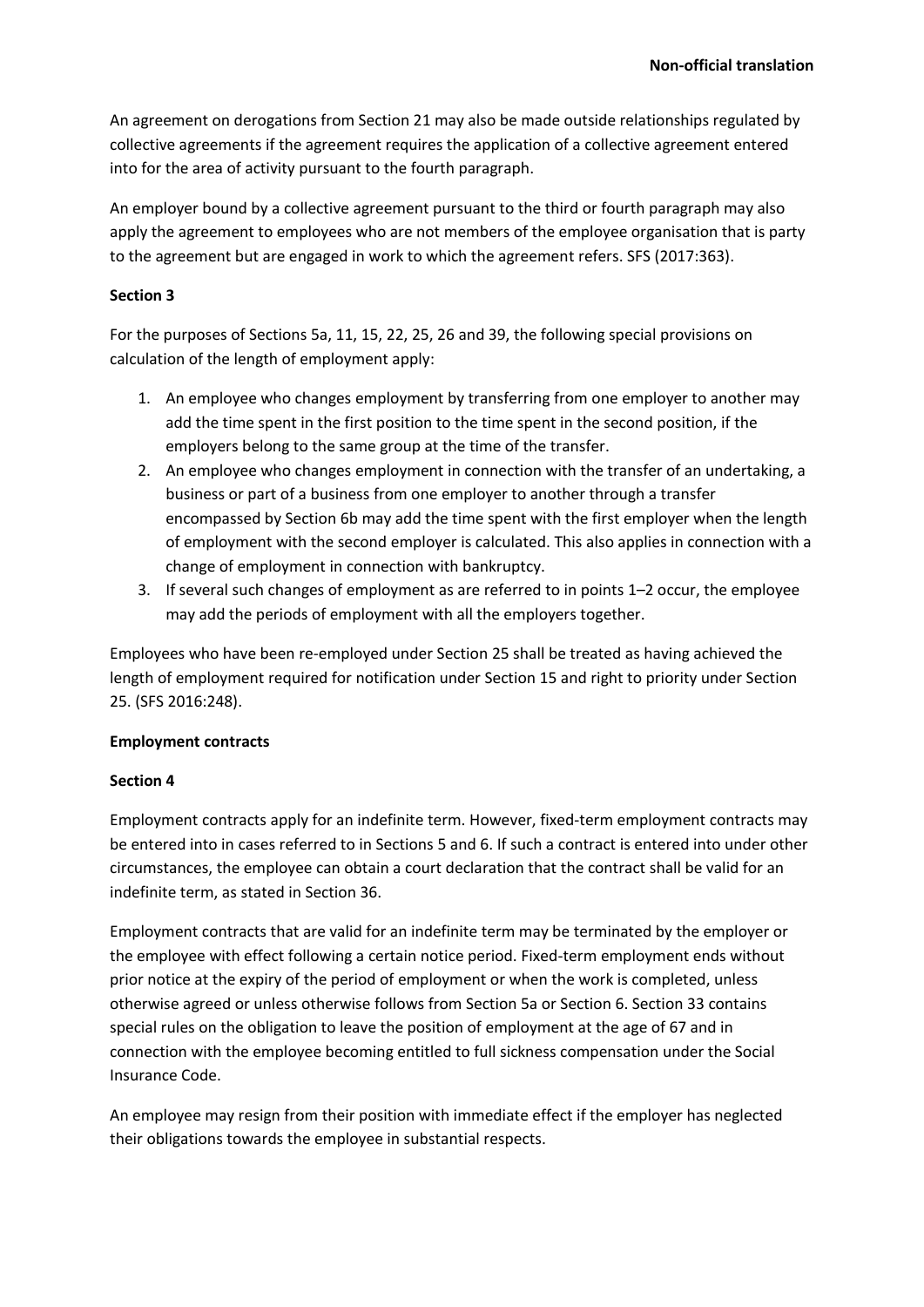An agreement on derogations from Section 21 may also be made outside relationships regulated by collective agreements if the agreement requires the application of a collective agreement entered into for the area of activity pursuant to the fourth paragraph.

An employer bound by a collective agreement pursuant to the third or fourth paragraph may also apply the agreement to employees who are not members of the employee organisation that is party to the agreement but are engaged in work to which the agreement refers. SFS (2017:363).

**Section 3**

For the purposes of Sections 5a, 11, 15, 22, 25, 26 and 39, the following special provisions on calculation of the length of employment apply:

1. An employee who changes employment by transferring from one employer to another may add the time spent in the first position to the time spent in the second position, if the employers belong to the same group at the time of the transfer.
2. An employee who changes employment in connection with the transfer of an undertaking, a business or part of a business from one employer to another through a transfer encompassed by Section 6b may add the time spent with the first employer when the length of employment with the second employer is calculated. This also applies in connection with a change of employment in connection with bankruptcy.
3. If several such changes of employment as are referred to in points 1–2 occur, the employee may add the periods of employment with all the employers together.

Employees who have been re-employed under Section 25 shall be treated as having achieved the length of employment required for notification under Section 15 and right to priority under Section 25. (SFS 2016:248).

**Employment contracts**

**Section 4**

Employment contracts apply for an indefinite term. However, fixed-term employment contracts may be entered into in cases referred to in Sections 5 and 6. If such a contract is entered into under other circumstances, the employee can obtain a court declaration that the contract shall be valid for an indefinite term, as stated in Section 36.

Employment contracts that are valid for an indefinite term may be terminated by the employer or the employee with effect following a certain notice period. Fixed-term employment ends without prior notice at the expiry of the period of employment or when the work is completed, unless otherwise agreed or unless otherwise follows from Section 5a or Section 6. Section 33 contains special rules on the obligation to leave the position of employment at the age of 67 and in connection with the employee becoming entitled to full sickness compensation under the Social Insurance Code.

An employee may resign from their position with immediate effect if the employer has neglected their obligations towards the employee in substantial respects.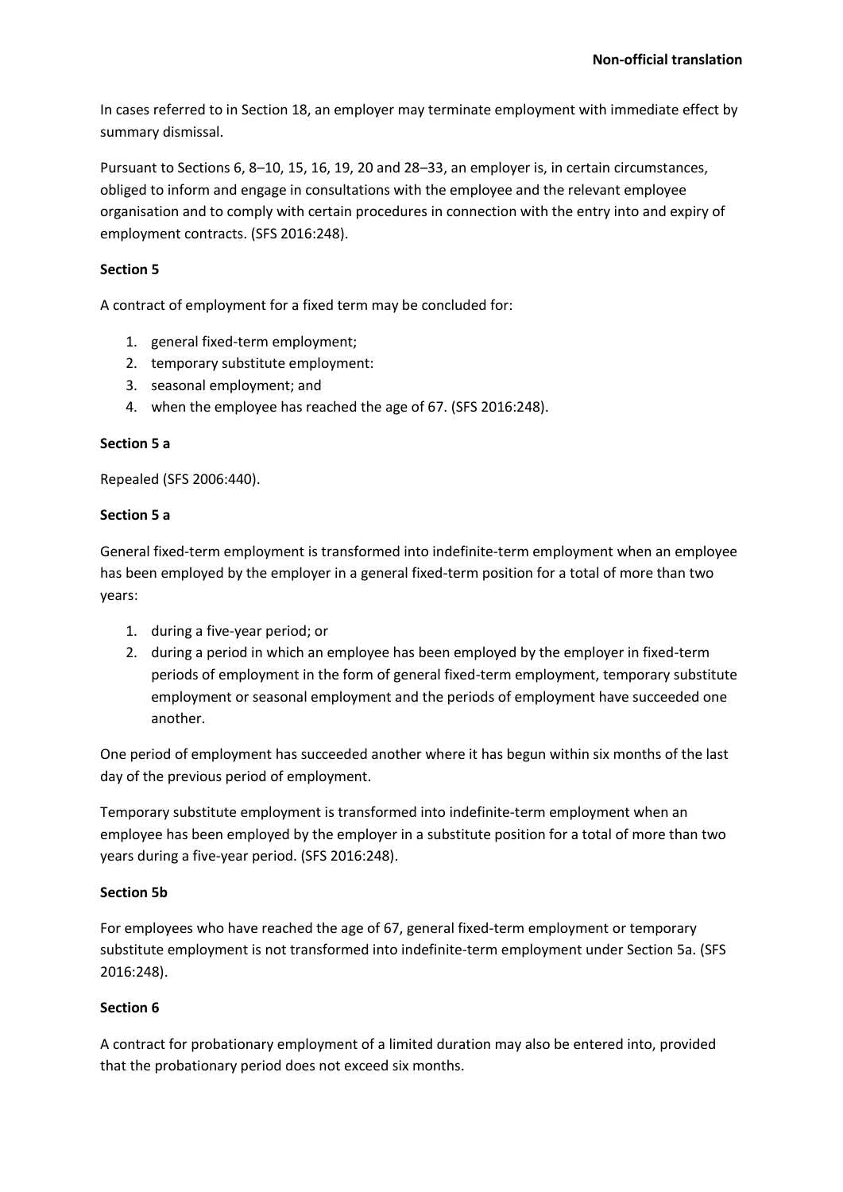In cases referred to in Section 18, an employer may terminate employment with immediate effect by summary dismissal.

Pursuant to Sections 6, 8–10, 15, 16, 19, 20 and 28–33, an employer is, in certain circumstances, obliged to inform and engage in consultations with the employee and the relevant employee organisation and to comply with certain procedures in connection with the entry into and expiry of employment contracts. (SFS 2016:248).

**Section 5**

A contract of employment for a fixed term may be concluded for:

1. general fixed-term employment;
2. temporary substitute employment:
3. seasonal employment; and
4. when the employee has reached the age of 67. (SFS 2016:248).

**Section 5 a**

Repealed (SFS 2006:440).

**Section 5 a**

General fixed-term employment is transformed into indefinite-term employment when an employee has been employed by the employer in a general fixed-term position for a total of more than two years:

1. during a five-year period; or
2. during a period in which an employee has been employed by the employer in fixed-term periods of employment in the form of general fixed-term employment, temporary substitute employment or seasonal employment and the periods of employment have succeeded one another.

One period of employment has succeeded another where it has begun within six months of the last day of the previous period of employment.

Temporary substitute employment is transformed into indefinite-term employment when an employee has been employed by the employer in a substitute position for a total of more than two years during a five-year period. (SFS 2016:248).

**Section 5b**

For employees who have reached the age of 67, general fixed-term employment or temporary substitute employment is not transformed into indefinite-term employment under Section 5a. (SFS 2016:248).

**Section 6**

A contract for probationary employment of a limited duration may also be entered into, provided that the probationary period does not exceed six months.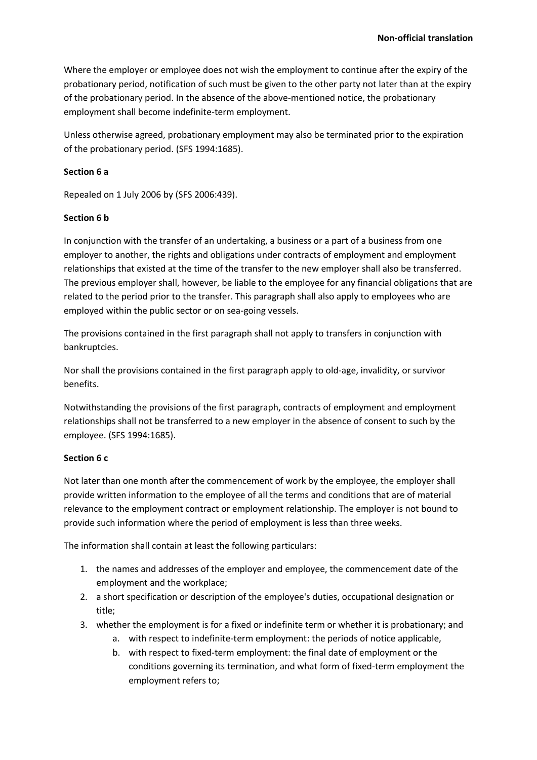Where the employer or employee does not wish the employment to continue after the expiry of the probationary period, notification of such must be given to the other party not later than at the expiry of the probationary period. In the absence of the above-mentioned notice, the probationary employment shall become indefinite-term employment.

Unless otherwise agreed, probationary employment may also be terminated prior to the expiration of the probationary period. (SFS 1994:1685).

**Section 6 a**

Repealed on 1 July 2006 by (SFS 2006:439).

**Section 6 b**

In conjunction with the transfer of an undertaking, a business or a part of a business from one employer to another, the rights and obligations under contracts of employment and employment relationships that existed at the time of the transfer to the new employer shall also be transferred. The previous employer shall, however, be liable to the employee for any financial obligations that are related to the period prior to the transfer. This paragraph shall also apply to employees who are employed within the public sector or on sea-going vessels.

The provisions contained in the first paragraph shall not apply to transfers in conjunction with bankruptcies.

Nor shall the provisions contained in the first paragraph apply to old-age, invalidity, or survivor benefits.

Notwithstanding the provisions of the first paragraph, contracts of employment and employment relationships shall not be transferred to a new employer in the absence of consent to such by the employee. (SFS 1994:1685).

**Section 6 c**

Not later than one month after the commencement of work by the employee, the employer shall provide written information to the employee of all the terms and conditions that are of material relevance to the employment contract or employment relationship. The employer is not bound to provide such information where the period of employment is less than three weeks.

The information shall contain at least the following particulars:

1. the names and addresses of the employer and employee, the commencement date of the employment and the workplace;
2. a short specification or description of the employee's duties, occupational designation or title;
3. whether the employment is for a fixed or indefinite term or whether it is probationary; and
   a. with respect to indefinite-term employment: the periods of notice applicable,
   b. with respect to fixed-term employment: the final date of employment or the conditions governing its termination, and what form of fixed-term employment the employment refers to;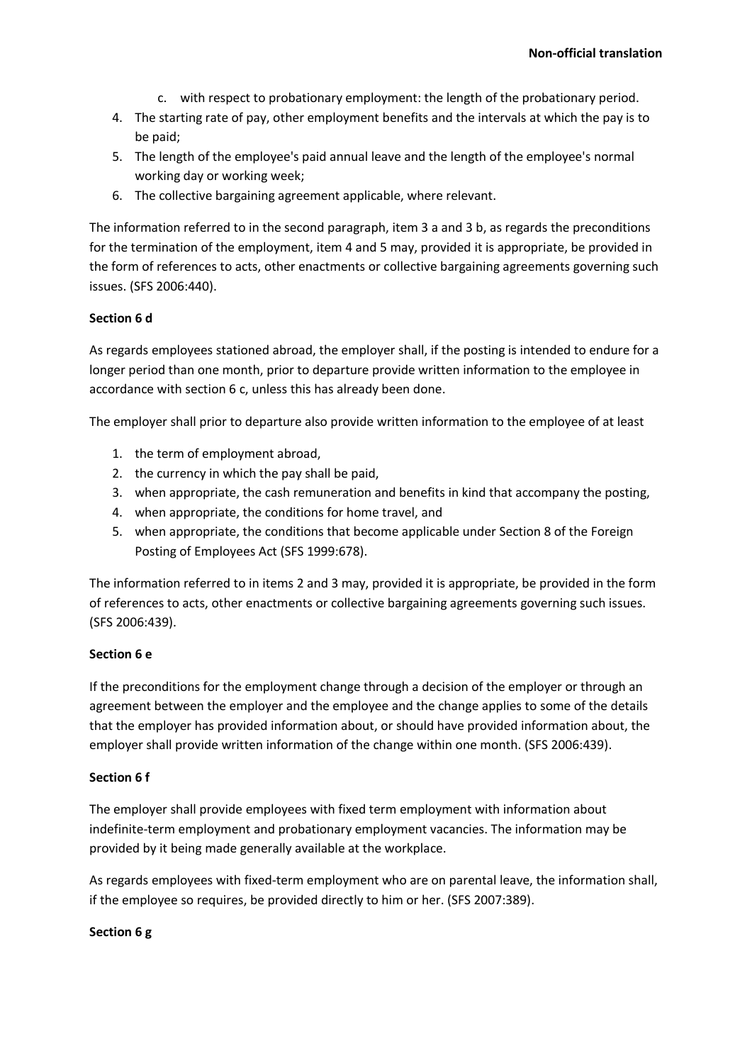c. with respect to probationary employment: the length of the probationary period.

4. The starting rate of pay, other employment benefits and the intervals at which the pay is to be paid;
5. The length of the employee's paid annual leave and the length of the employee's normal working day or working week;
6. The collective bargaining agreement applicable, where relevant.

The information referred to in the second paragraph, item 3 a and 3 b, as regards the preconditions for the termination of the employment, item 4 and 5 may, provided it is appropriate, be provided in the form of references to acts, other enactments or collective bargaining agreements governing such issues. (SFS 2006:440).

**Section 6 d**

As regards employees stationed abroad, the employer shall, if the posting is intended to endure for a longer period than one month, prior to departure provide written information to the employee in accordance with section 6 c, unless this has already been done.

The employer shall prior to departure also provide written information to the employee of at least

1. the term of employment abroad,
2. the currency in which the pay shall be paid,
3. when appropriate, the cash remuneration and benefits in kind that accompany the posting,
4. when appropriate, the conditions for home travel, and
5. when appropriate, the conditions that become applicable under Section 8 of the Foreign Posting of Employees Act (SFS 1999:678).

The information referred to in items 2 and 3 may, provided it is appropriate, be provided in the form of references to acts, other enactments or collective bargaining agreements governing such issues. (SFS 2006:439).

**Section 6 e**

If the preconditions for the employment change through a decision of the employer or through an agreement between the employer and the employee and the change applies to some of the details that the employer has provided information about, or should have provided information about, the employer shall provide written information of the change within one month. (SFS 2006:439).

**Section 6 f**

The employer shall provide employees with fixed term employment with information about indefinite-term employment and probationary employment vacancies. The information may be provided by it being made generally available at the workplace.

As regards employees with fixed-term employment who are on parental leave, the information shall, if the employee so requires, be provided directly to him or her. (SFS 2007:389).

**Section 6 g**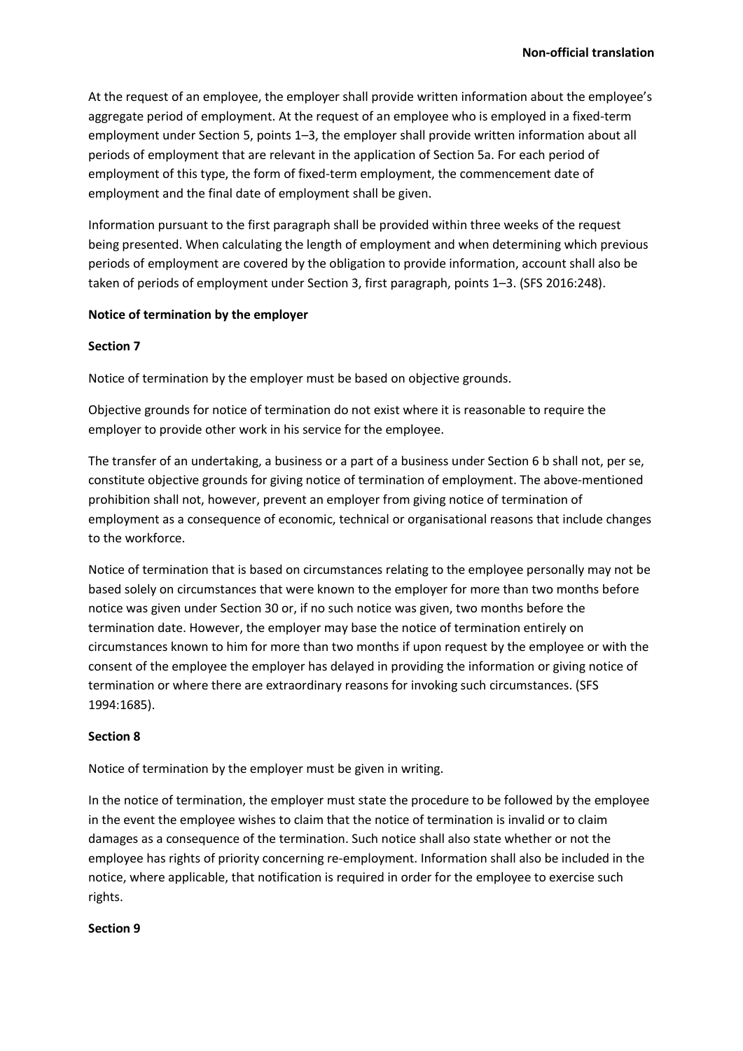At the request of an employee, the employer shall provide written information about the employee's aggregate period of employment. At the request of an employee who is employed in a fixed-term employment under Section 5, points 1–3, the employer shall provide written information about all periods of employment that are relevant in the application of Section 5a. For each period of employment of this type, the form of fixed-term employment, the commencement date of employment and the final date of employment shall be given.

Information pursuant to the first paragraph shall be provided within three weeks of the request being presented. When calculating the length of employment and when determining which previous periods of employment are covered by the obligation to provide information, account shall also be taken of periods of employment under Section 3, first paragraph, points 1–3. (SFS 2016:248).

**Notice of termination by the employer**

**Section 7**

Notice of termination by the employer must be based on objective grounds.

Objective grounds for notice of termination do not exist where it is reasonable to require the employer to provide other work in his service for the employee.

The transfer of an undertaking, a business or a part of a business under Section 6 b shall not, per se, constitute objective grounds for giving notice of termination of employment. The above-mentioned prohibition shall not, however, prevent an employer from giving notice of termination of employment as a consequence of economic, technical or organisational reasons that include changes to the workforce.

Notice of termination that is based on circumstances relating to the employee personally may not be based solely on circumstances that were known to the employer for more than two months before notice was given under Section 30 or, if no such notice was given, two months before the termination date. However, the employer may base the notice of termination entirely on circumstances known to him for more than two months if upon request by the employee or with the consent of the employee the employer has delayed in providing the information or giving notice of termination or where there are extraordinary reasons for invoking such circumstances. (SFS 1994:1685).

**Section 8**

Notice of termination by the employer must be given in writing.

In the notice of termination, the employer must state the procedure to be followed by the employee in the event the employee wishes to claim that the notice of termination is invalid or to claim damages as a consequence of the termination. Such notice shall also state whether or not the employee has rights of priority concerning re-employment. Information shall also be included in the notice, where applicable, that notification is required in order for the employee to exercise such rights.

**Section 9**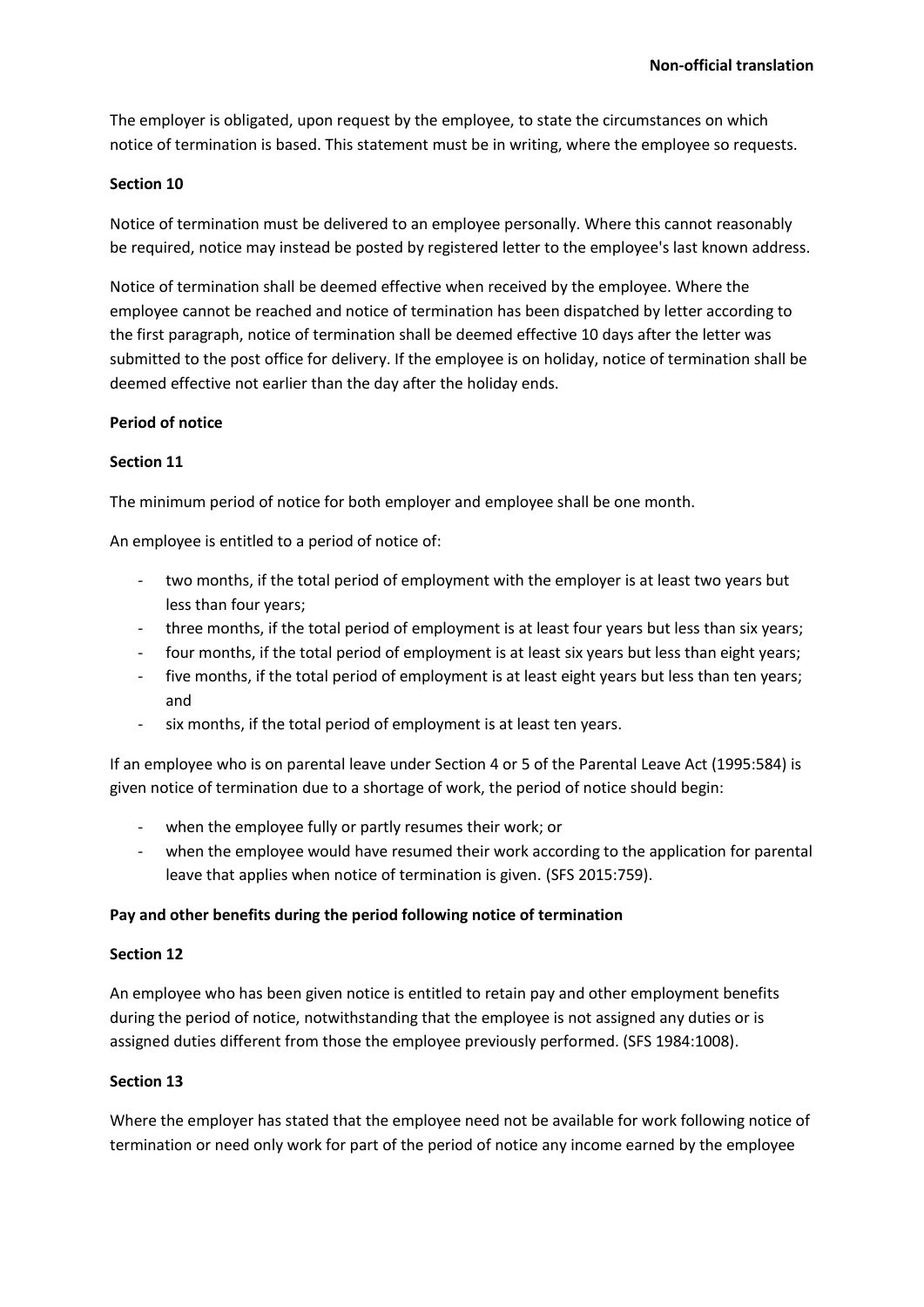The employer is obligated, upon request by the employee, to state the circumstances on which notice of termination is based. This statement must be in writing, where the employee so requests.

**Section 10**

Notice of termination must be delivered to an employee personally. Where this cannot reasonably be required, notice may instead be posted by registered letter to the employee's last known address.

Notice of termination shall be deemed effective when received by the employee. Where the employee cannot be reached and notice of termination has been dispatched by letter according to the first paragraph, notice of termination shall be deemed effective 10 days after the letter was submitted to the post office for delivery. If the employee is on holiday, notice of termination shall be deemed effective not earlier than the day after the holiday ends.

**Period of notice**

**Section 11**

The minimum period of notice for both employer and employee shall be one month.

An employee is entitled to a period of notice of:

- two months, if the total period of employment with the employer is at least two years but less than four years;
- three months, if the total period of employment is at least four years but less than six years;
- four months, if the total period of employment is at least six years but less than eight years;
- five months, if the total period of employment is at least eight years but less than ten years; and
- six months, if the total period of employment is at least ten years.

If an employee who is on parental leave under Section 4 or 5 of the Parental Leave Act (1995:584) is given notice of termination due to a shortage of work, the period of notice should begin:

- when the employee fully or partly resumes their work; or
- when the employee would have resumed their work according to the application for parental leave that applies when notice of termination is given. (SFS 2015:759).

**Pay and other benefits during the period following notice of termination**

**Section 12**

An employee who has been given notice is entitled to retain pay and other employment benefits during the period of notice, notwithstanding that the employee is not assigned any duties or is assigned duties different from those the employee previously performed. (SFS 1984:1008).

**Section 13**

Where the employer has stated that the employee need not be available for work following notice of termination or need only work for part of the period of notice any income earned by the employee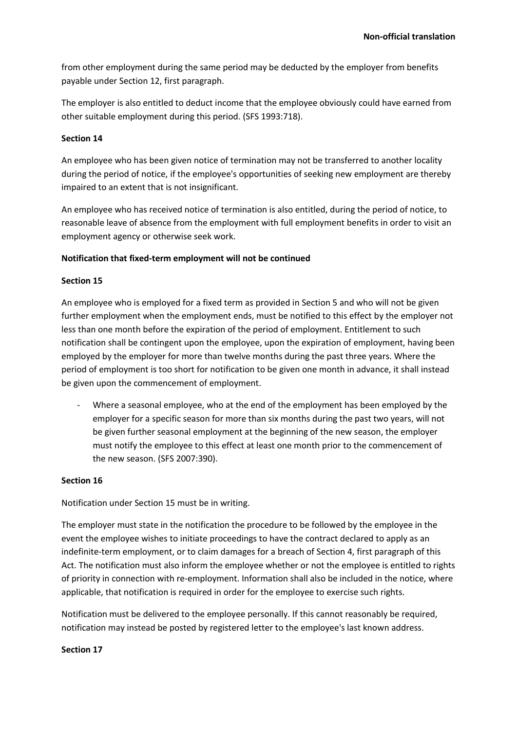from other employment during the same period may be deducted by the employer from benefits payable under Section 12, first paragraph.

The employer is also entitled to deduct income that the employee obviously could have earned from other suitable employment during this period. (SFS 1993:718).

**Section 14**

An employee who has been given notice of termination may not be transferred to another locality during the period of notice, if the employee's opportunities of seeking new employment are thereby impaired to an extent that is not insignificant.

An employee who has received notice of termination is also entitled, during the period of notice, to reasonable leave of absence from the employment with full employment benefits in order to visit an employment agency or otherwise seek work.

**Notification that fixed-term employment will not be continued**

**Section 15**

An employee who is employed for a fixed term as provided in Section 5 and who will not be given further employment when the employment ends, must be notified to this effect by the employer not less than one month before the expiration of the period of employment. Entitlement to such notification shall be contingent upon the employee, upon the expiration of employment, having been employed by the employer for more than twelve months during the past three years. Where the period of employment is too short for notification to be given one month in advance, it shall instead be given upon the commencement of employment.

- Where a seasonal employee, who at the end of the employment has been employed by the employer for a specific season for more than six months during the past two years, will not be given further seasonal employment at the beginning of the new season, the employer must notify the employee to this effect at least one month prior to the commencement of the new season. (SFS 2007:390).

**Section 16**

Notification under Section 15 must be in writing.

The employer must state in the notification the procedure to be followed by the employee in the event the employee wishes to initiate proceedings to have the contract declared to apply as an indefinite-term employment, or to claim damages for a breach of Section 4, first paragraph of this Act. The notification must also inform the employee whether or not the employee is entitled to rights of priority in connection with re-employment. Information shall also be included in the notice, where applicable, that notification is required in order for the employee to exercise such rights.

Notification must be delivered to the employee personally. If this cannot reasonably be required, notification may instead be posted by registered letter to the employee's last known address.

**Section 17**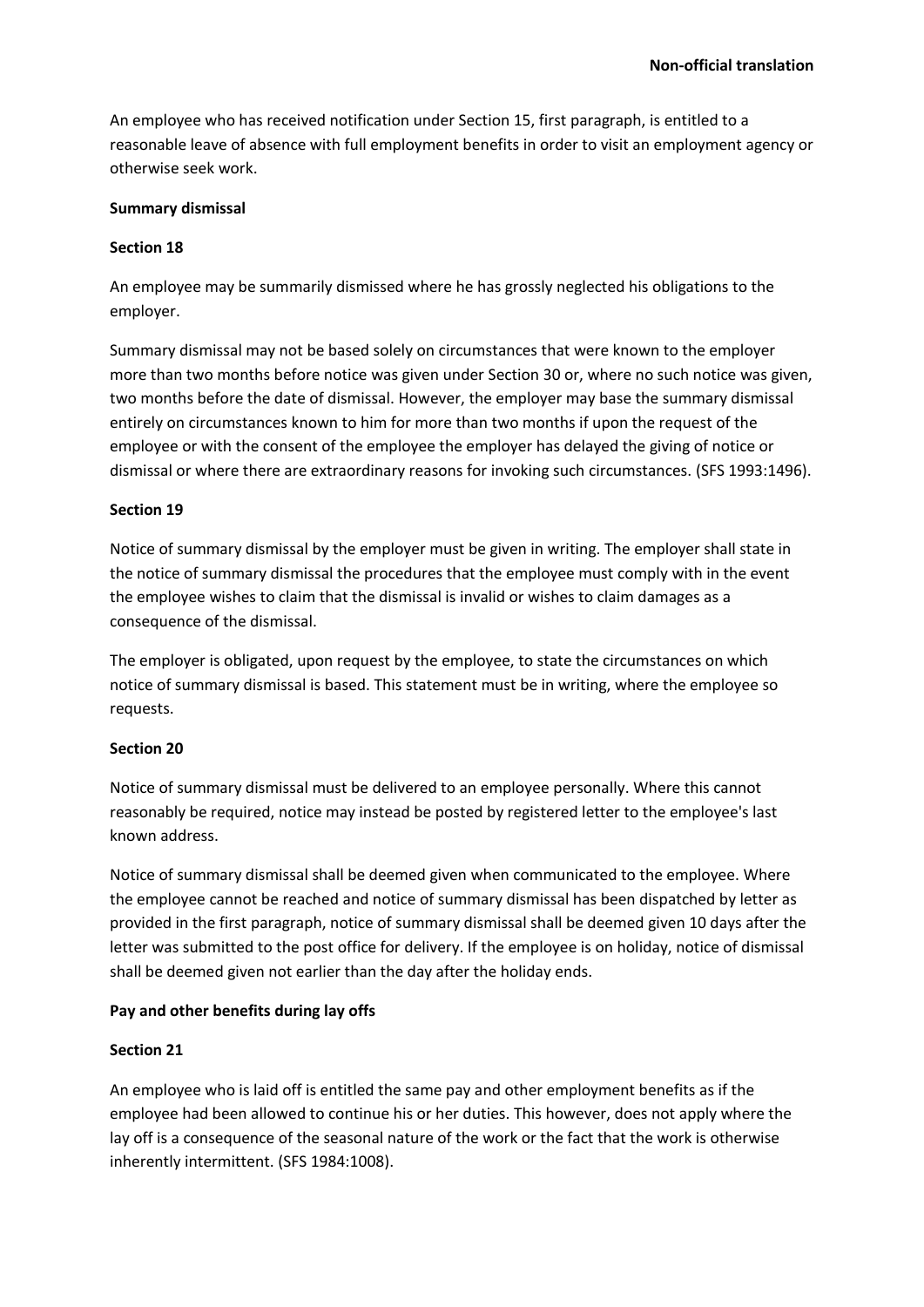An employee who has received notification under Section 15, first paragraph, is entitled to a reasonable leave of absence with full employment benefits in order to visit an employment agency or otherwise seek work.

**Summary dismissal**

**Section 18**

An employee may be summarily dismissed where he has grossly neglected his obligations to the employer.

Summary dismissal may not be based solely on circumstances that were known to the employer more than two months before notice was given under Section 30 or, where no such notice was given, two months before the date of dismissal. However, the employer may base the summary dismissal entirely on circumstances known to him for more than two months if upon the request of the employee or with the consent of the employee the employer has delayed the giving of notice or dismissal or where there are extraordinary reasons for invoking such circumstances. (SFS 1993:1496).

**Section 19**

Notice of summary dismissal by the employer must be given in writing. The employer shall state in the notice of summary dismissal the procedures that the employee must comply with in the event the employee wishes to claim that the dismissal is invalid or wishes to claim damages as a consequence of the dismissal.

The employer is obligated, upon request by the employee, to state the circumstances on which notice of summary dismissal is based. This statement must be in writing, where the employee so requests.

**Section 20**

Notice of summary dismissal must be delivered to an employee personally. Where this cannot reasonably be required, notice may instead be posted by registered letter to the employee's last known address.

Notice of summary dismissal shall be deemed given when communicated to the employee. Where the employee cannot be reached and notice of summary dismissal has been dispatched by letter as provided in the first paragraph, notice of summary dismissal shall be deemed given 10 days after the letter was submitted to the post office for delivery. If the employee is on holiday, notice of dismissal shall be deemed given not earlier than the day after the holiday ends.

**Pay and other benefits during lay offs**

**Section 21**

An employee who is laid off is entitled the same pay and other employment benefits as if the employee had been allowed to continue his or her duties. This however, does not apply where the lay off is a consequence of the seasonal nature of the work or the fact that the work is otherwise inherently intermittent. (SFS 1984:1008).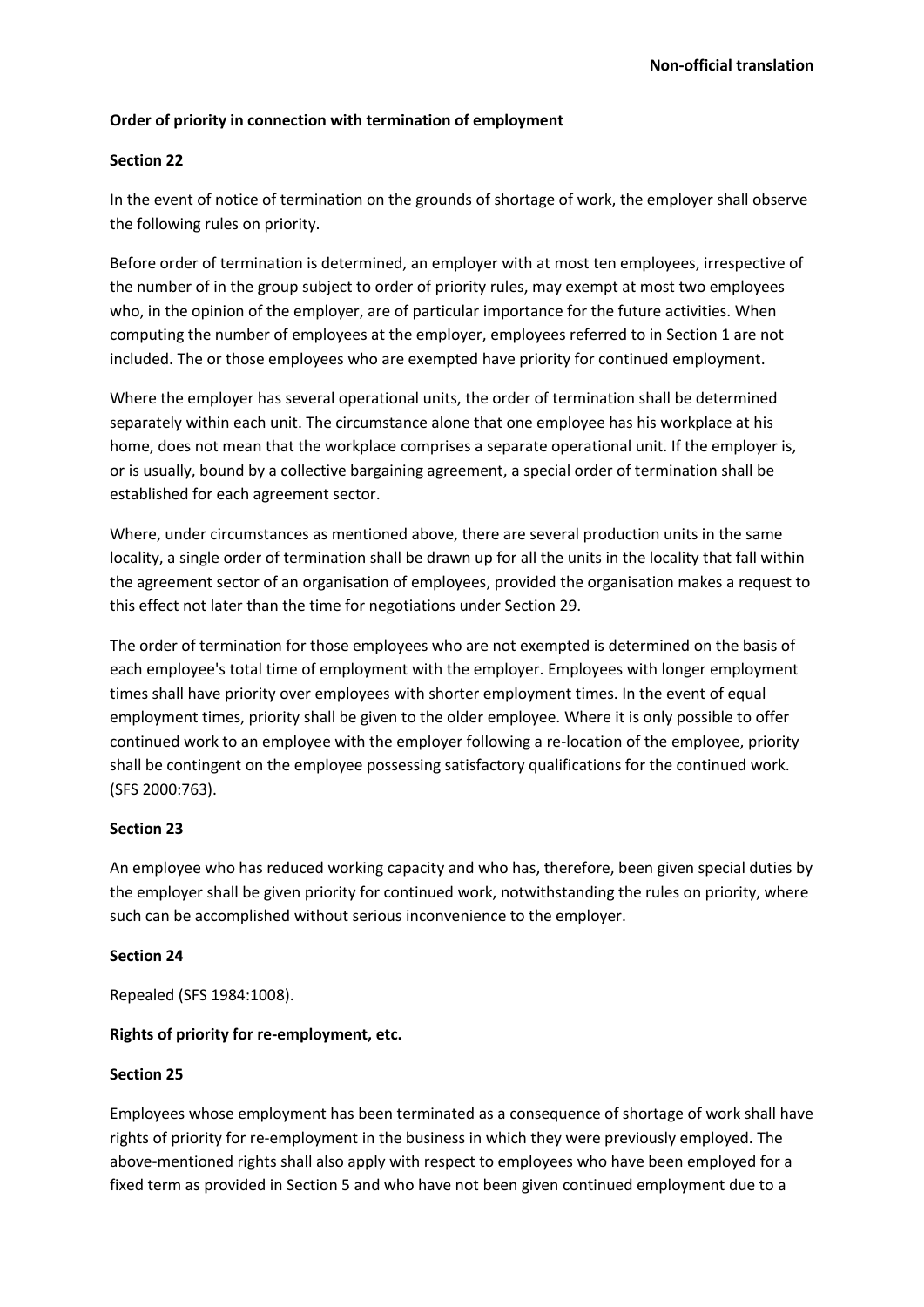**Order of priority in connection with termination of employment**

**Section 22**

In the event of notice of termination on the grounds of shortage of work, the employer shall observe the following rules on priority.

Before order of termination is determined, an employer with at most ten employees, irrespective of the number of in the group subject to order of priority rules, may exempt at most two employees who, in the opinion of the employer, are of particular importance for the future activities. When computing the number of employees at the employer, employees referred to in Section 1 are not included. The or those employees who are exempted have priority for continued employment.

Where the employer has several operational units, the order of termination shall be determined separately within each unit. The circumstance alone that one employee has his workplace at his home, does not mean that the workplace comprises a separate operational unit. If the employer is, or is usually, bound by a collective bargaining agreement, a special order of termination shall be established for each agreement sector.

Where, under circumstances as mentioned above, there are several production units in the same locality, a single order of termination shall be drawn up for all the units in the locality that fall within the agreement sector of an organisation of employees, provided the organisation makes a request to this effect not later than the time for negotiations under Section 29.

The order of termination for those employees who are not exempted is determined on the basis of each employee's total time of employment with the employer. Employees with longer employment times shall have priority over employees with shorter employment times. In the event of equal employment times, priority shall be given to the older employee. Where it is only possible to offer continued work to an employee with the employer following a re-location of the employee, priority shall be contingent on the employee possessing satisfactory qualifications for the continued work. (SFS 2000:763).

**Section 23**

An employee who has reduced working capacity and who has, therefore, been given special duties by the employer shall be given priority for continued work, notwithstanding the rules on priority, where such can be accomplished without serious inconvenience to the employer.

**Section 24**

Repealed (SFS 1984:1008).

**Rights of priority for re-employment, etc.**

**Section 25**

Employees whose employment has been terminated as a consequence of shortage of work shall have rights of priority for re-employment in the business in which they were previously employed. The above-mentioned rights shall also apply with respect to employees who have been employed for a fixed term as provided in Section 5 and who have not been given continued employment due to a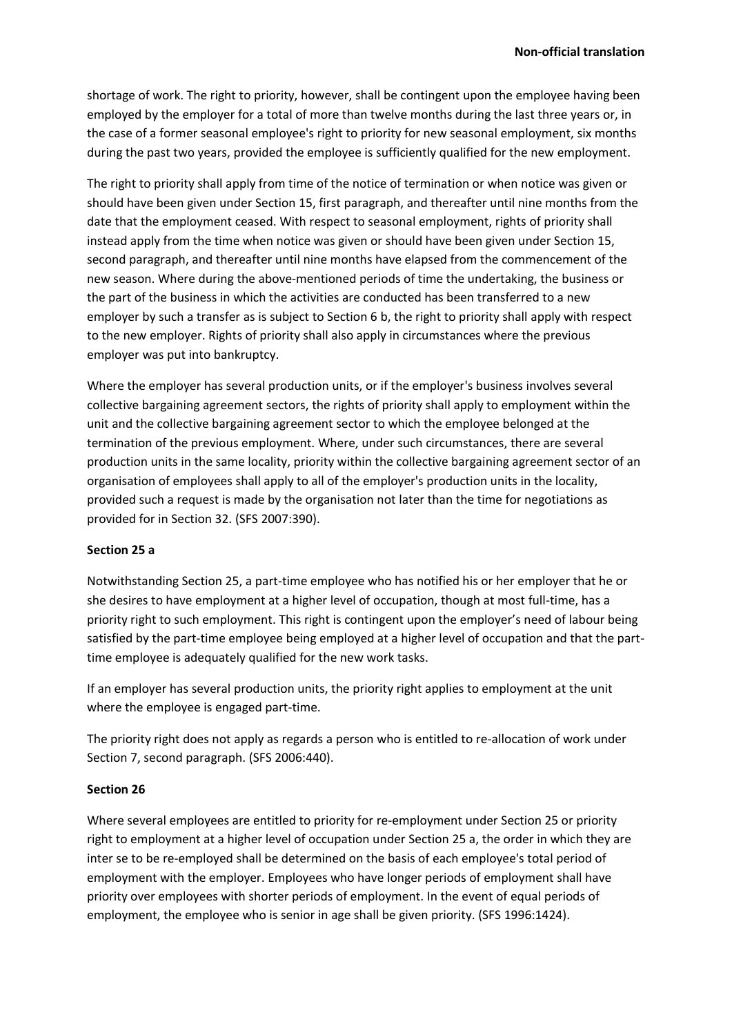shortage of work. The right to priority, however, shall be contingent upon the employee having been employed by the employer for a total of more than twelve months during the last three years or, in the case of a former seasonal employee's right to priority for new seasonal employment, six months during the past two years, provided the employee is sufficiently qualified for the new employment.

The right to priority shall apply from time of the notice of termination or when notice was given or should have been given under Section 15, first paragraph, and thereafter until nine months from the date that the employment ceased. With respect to seasonal employment, rights of priority shall instead apply from the time when notice was given or should have been given under Section 15, second paragraph, and thereafter until nine months have elapsed from the commencement of the new season. Where during the above-mentioned periods of time the undertaking, the business or the part of the business in which the activities are conducted has been transferred to a new employer by such a transfer as is subject to Section 6 b, the right to priority shall apply with respect to the new employer. Rights of priority shall also apply in circumstances where the previous employer was put into bankruptcy.

Where the employer has several production units, or if the employer's business involves several collective bargaining agreement sectors, the rights of priority shall apply to employment within the unit and the collective bargaining agreement sector to which the employee belonged at the termination of the previous employment. Where, under such circumstances, there are several production units in the same locality, priority within the collective bargaining agreement sector of an organisation of employees shall apply to all of the employer's production units in the locality, provided such a request is made by the organisation not later than the time for negotiations as provided for in Section 32. (SFS 2007:390).

**Section 25 a**

Notwithstanding Section 25, a part-time employee who has notified his or her employer that he or she desires to have employment at a higher level of occupation, though at most full-time, has a priority right to such employment. This right is contingent upon the employer's need of labour being satisfied by the part-time employee being employed at a higher level of occupation and that the part-time employee is adequately qualified for the new work tasks.

If an employer has several production units, the priority right applies to employment at the unit where the employee is engaged part-time.

The priority right does not apply as regards a person who is entitled to re-allocation of work under Section 7, second paragraph. (SFS 2006:440).

**Section 26**

Where several employees are entitled to priority for re-employment under Section 25 or priority right to employment at a higher level of occupation under Section 25 a, the order in which they are inter se to be re-employed shall be determined on the basis of each employee's total period of employment with the employer. Employees who have longer periods of employment shall have priority over employees with shorter periods of employment. In the event of equal periods of employment, the employee who is senior in age shall be given priority. (SFS 1996:1424).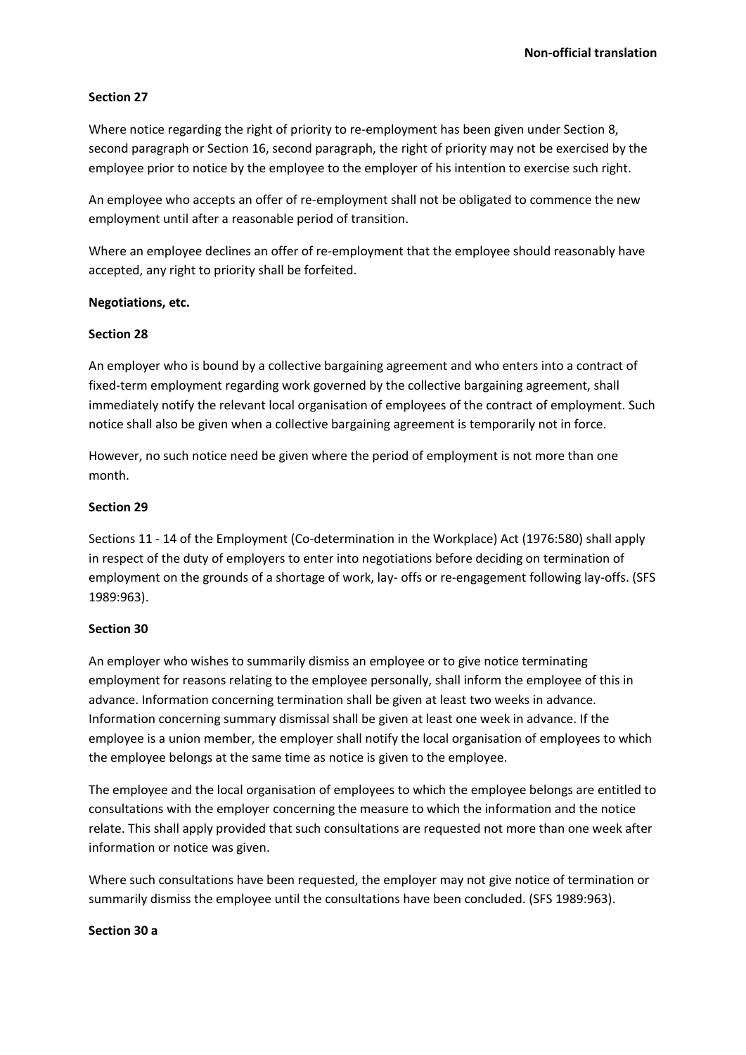**Section 27**

Where notice regarding the right of priority to re-employment has been given under Section 8, second paragraph or Section 16, second paragraph, the right of priority may not be exercised by the employee prior to notice by the employee to the employer of his intention to exercise such right.

An employee who accepts an offer of re-employment shall not be obligated to commence the new employment until after a reasonable period of transition.

Where an employee declines an offer of re-employment that the employee should reasonably have accepted, any right to priority shall be forfeited.

**Negotiations, etc.**

**Section 28**

An employer who is bound by a collective bargaining agreement and who enters into a contract of fixed-term employment regarding work governed by the collective bargaining agreement, shall immediately notify the relevant local organisation of employees of the contract of employment. Such notice shall also be given when a collective bargaining agreement is temporarily not in force.

However, no such notice need be given where the period of employment is not more than one month.

**Section 29**

Sections 11 - 14 of the Employment (Co-determination in the Workplace) Act (1976:580) shall apply in respect of the duty of employers to enter into negotiations before deciding on termination of employment on the grounds of a shortage of work, lay- offs or re-engagement following lay-offs. (SFS 1989:963).

**Section 30**

An employer who wishes to summarily dismiss an employee or to give notice terminating employment for reasons relating to the employee personally, shall inform the employee of this in advance. Information concerning termination shall be given at least two weeks in advance. Information concerning summary dismissal shall be given at least one week in advance. If the employee is a union member, the employer shall notify the local organisation of employees to which the employee belongs at the same time as notice is given to the employee.

The employee and the local organisation of employees to which the employee belongs are entitled to consultations with the employer concerning the measure to which the information and the notice relate. This shall apply provided that such consultations are requested not more than one week after information or notice was given.

Where such consultations have been requested, the employer may not give notice of termination or summarily dismiss the employee until the consultations have been concluded. (SFS 1989:963).

**Section 30 a**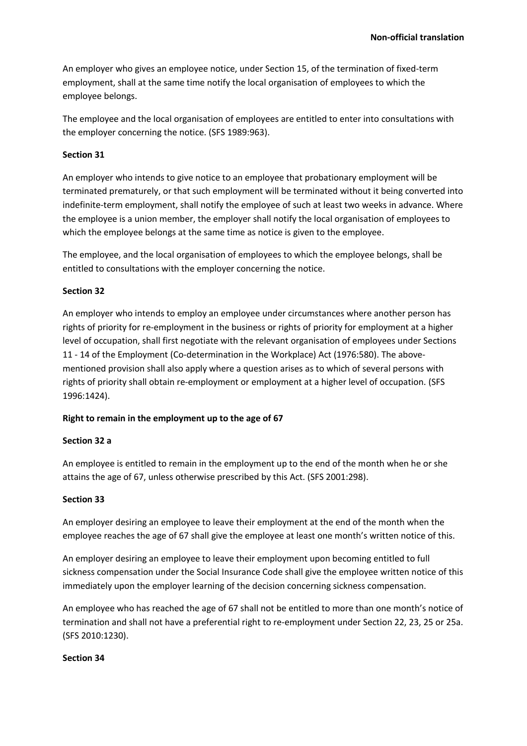An employer who gives an employee notice, under Section 15, of the termination of fixed-term employment, shall at the same time notify the local organisation of employees to which the employee belongs.

The employee and the local organisation of employees are entitled to enter into consultations with the employer concerning the notice. (SFS 1989:963).

**Section 31**

An employer who intends to give notice to an employee that probationary employment will be terminated prematurely, or that such employment will be terminated without it being converted into indefinite-term employment, shall notify the employee of such at least two weeks in advance. Where the employee is a union member, the employer shall notify the local organisation of employees to which the employee belongs at the same time as notice is given to the employee.

The employee, and the local organisation of employees to which the employee belongs, shall be entitled to consultations with the employer concerning the notice.

**Section 32**

An employer who intends to employ an employee under circumstances where another person has rights of priority for re-employment in the business or rights of priority for employment at a higher level of occupation, shall first negotiate with the relevant organisation of employees under Sections 11 - 14 of the Employment (Co-determination in the Workplace) Act (1976:580). The above-mentioned provision shall also apply where a question arises as to which of several persons with rights of priority shall obtain re-employment or employment at a higher level of occupation. (SFS 1996:1424).

**Right to remain in the employment up to the age of 67**

**Section 32 a**

An employee is entitled to remain in the employment up to the end of the month when he or she attains the age of 67, unless otherwise prescribed by this Act. (SFS 2001:298).

**Section 33**

An employer desiring an employee to leave their employment at the end of the month when the employee reaches the age of 67 shall give the employee at least one month's written notice of this.

An employer desiring an employee to leave their employment upon becoming entitled to full sickness compensation under the Social Insurance Code shall give the employee written notice of this immediately upon the employer learning of the decision concerning sickness compensation.

An employee who has reached the age of 67 shall not be entitled to more than one month's notice of termination and shall not have a preferential right to re-employment under Section 22, 23, 25 or 25a. (SFS 2010:1230).

**Section 34**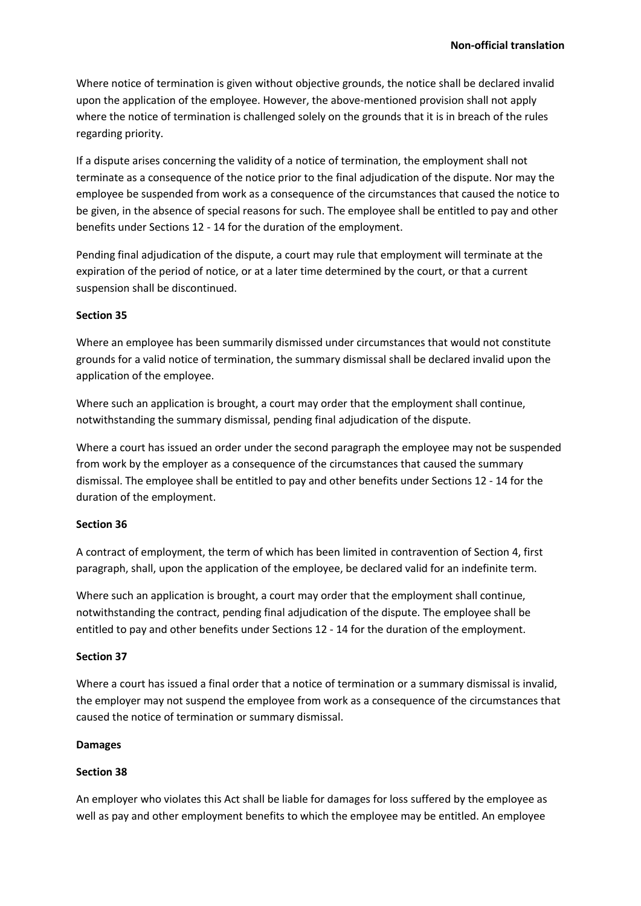Where notice of termination is given without objective grounds, the notice shall be declared invalid upon the application of the employee. However, the above-mentioned provision shall not apply where the notice of termination is challenged solely on the grounds that it is in breach of the rules regarding priority.

If a dispute arises concerning the validity of a notice of termination, the employment shall not terminate as a consequence of the notice prior to the final adjudication of the dispute. Nor may the employee be suspended from work as a consequence of the circumstances that caused the notice to be given, in the absence of special reasons for such. The employee shall be entitled to pay and other benefits under Sections 12 - 14 for the duration of the employment.

Pending final adjudication of the dispute, a court may rule that employment will terminate at the expiration of the period of notice, or at a later time determined by the court, or that a current suspension shall be discontinued.

**Section 35**

Where an employee has been summarily dismissed under circumstances that would not constitute grounds for a valid notice of termination, the summary dismissal shall be declared invalid upon the application of the employee.

Where such an application is brought, a court may order that the employment shall continue, notwithstanding the summary dismissal, pending final adjudication of the dispute.

Where a court has issued an order under the second paragraph the employee may not be suspended from work by the employer as a consequence of the circumstances that caused the summary dismissal. The employee shall be entitled to pay and other benefits under Sections 12 - 14 for the duration of the employment.

**Section 36**

A contract of employment, the term of which has been limited in contravention of Section 4, first paragraph, shall, upon the application of the employee, be declared valid for an indefinite term.

Where such an application is brought, a court may order that the employment shall continue, notwithstanding the contract, pending final adjudication of the dispute. The employee shall be entitled to pay and other benefits under Sections 12 - 14 for the duration of the employment.

**Section 37**

Where a court has issued a final order that a notice of termination or a summary dismissal is invalid, the employer may not suspend the employee from work as a consequence of the circumstances that caused the notice of termination or summary dismissal.

**Damages**

**Section 38**

An employer who violates this Act shall be liable for damages for loss suffered by the employee as well as pay and other employment benefits to which the employee may be entitled. An employee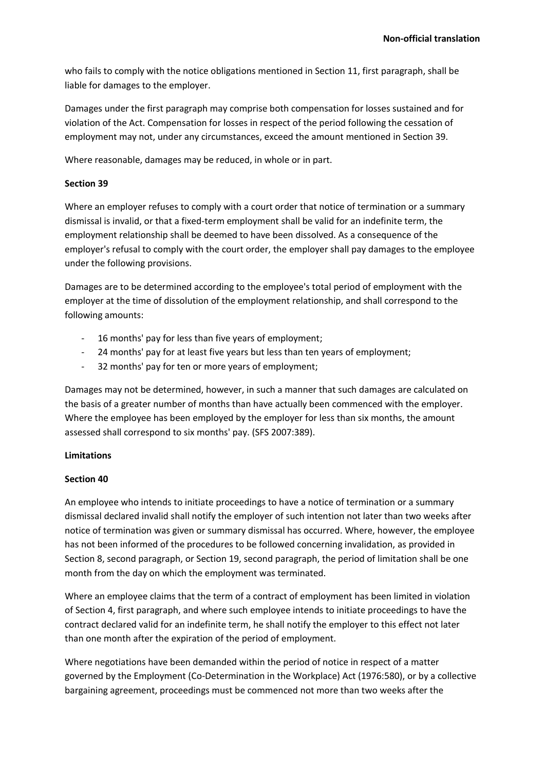who fails to comply with the notice obligations mentioned in Section 11, first paragraph, shall be liable for damages to the employer.

Damages under the first paragraph may comprise both compensation for losses sustained and for violation of the Act. Compensation for losses in respect of the period following the cessation of employment may not, under any circumstances, exceed the amount mentioned in Section 39.

Where reasonable, damages may be reduced, in whole or in part.

**Section 39**

Where an employer refuses to comply with a court order that notice of termination or a summary dismissal is invalid, or that a fixed-term employment shall be valid for an indefinite term, the employment relationship shall be deemed to have been dissolved. As a consequence of the employer's refusal to comply with the court order, the employer shall pay damages to the employee under the following provisions.

Damages are to be determined according to the employee's total period of employment with the employer at the time of dissolution of the employment relationship, and shall correspond to the following amounts:

- 16 months' pay for less than five years of employment;
- 24 months' pay for at least five years but less than ten years of employment;
- 32 months' pay for ten or more years of employment;

Damages may not be determined, however, in such a manner that such damages are calculated on the basis of a greater number of months than have actually been commenced with the employer. Where the employee has been employed by the employer for less than six months, the amount assessed shall correspond to six months' pay. (SFS 2007:389).

**Limitations**

**Section 40**

An employee who intends to initiate proceedings to have a notice of termination or a summary dismissal declared invalid shall notify the employer of such intention not later than two weeks after notice of termination was given or summary dismissal has occurred. Where, however, the employee has not been informed of the procedures to be followed concerning invalidation, as provided in Section 8, second paragraph, or Section 19, second paragraph, the period of limitation shall be one month from the day on which the employment was terminated.

Where an employee claims that the term of a contract of employment has been limited in violation of Section 4, first paragraph, and where such employee intends to initiate proceedings to have the contract declared valid for an indefinite term, he shall notify the employer to this effect not later than one month after the expiration of the period of employment.

Where negotiations have been demanded within the period of notice in respect of a matter governed by the Employment (Co-Determination in the Workplace) Act (1976:580), or by a collective bargaining agreement, proceedings must be commenced not more than two weeks after the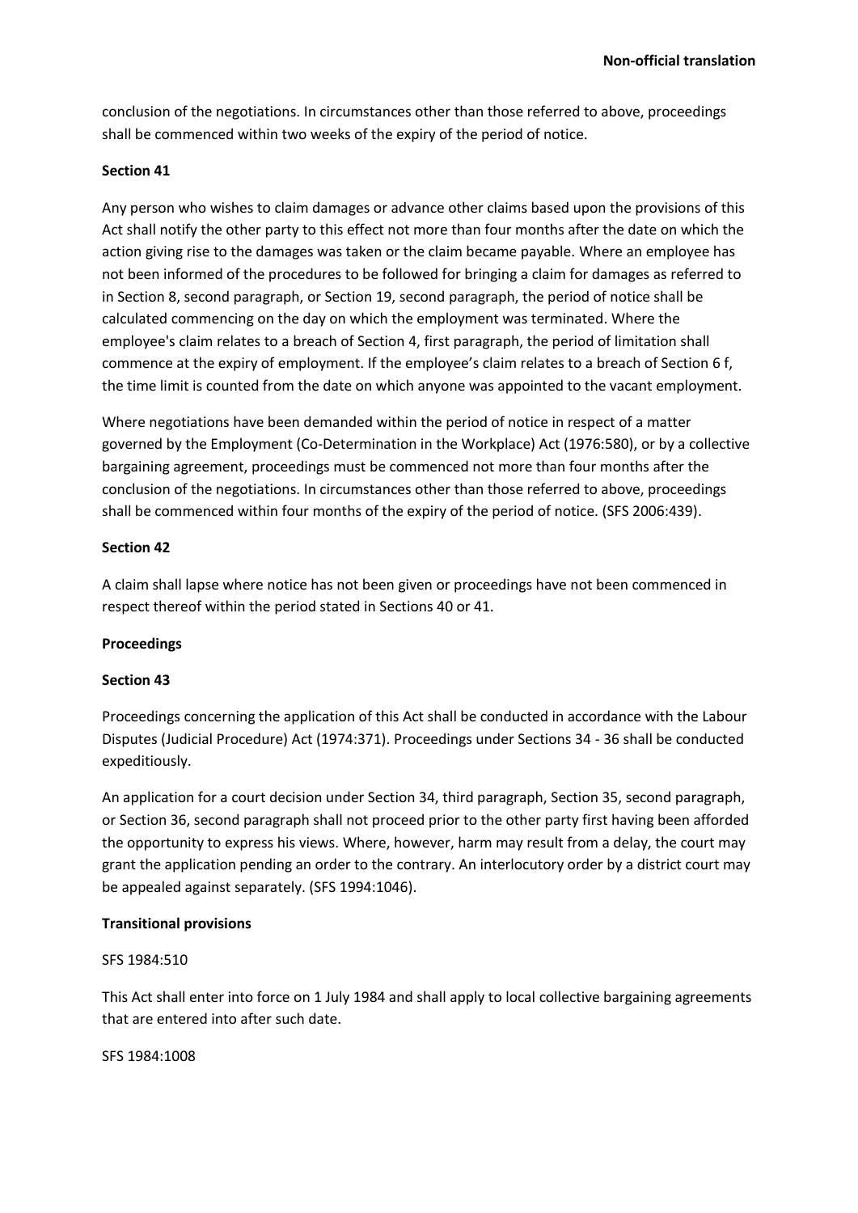conclusion of the negotiations. In circumstances other than those referred to above, proceedings shall be commenced within two weeks of the expiry of the period of notice.

**Section 41**

Any person who wishes to claim damages or advance other claims based upon the provisions of this Act shall notify the other party to this effect not more than four months after the date on which the action giving rise to the damages was taken or the claim became payable. Where an employee has not been informed of the procedures to be followed for bringing a claim for damages as referred to in Section 8, second paragraph, or Section 19, second paragraph, the period of notice shall be calculated commencing on the day on which the employment was terminated. Where the employee's claim relates to a breach of Section 4, first paragraph, the period of limitation shall commence at the expiry of employment. If the employee's claim relates to a breach of Section 6 f, the time limit is counted from the date on which anyone was appointed to the vacant employment.

Where negotiations have been demanded within the period of notice in respect of a matter governed by the Employment (Co-Determination in the Workplace) Act (1976:580), or by a collective bargaining agreement, proceedings must be commenced not more than four months after the conclusion of the negotiations. In circumstances other than those referred to above, proceedings shall be commenced within four months of the expiry of the period of notice. (SFS 2006:439).

**Section 42**

A claim shall lapse where notice has not been given or proceedings have not been commenced in respect thereof within the period stated in Sections 40 or 41.

**Proceedings**

**Section 43**

Proceedings concerning the application of this Act shall be conducted in accordance with the Labour Disputes (Judicial Procedure) Act (1974:371). Proceedings under Sections 34 - 36 shall be conducted expeditiously.

An application for a court decision under Section 34, third paragraph, Section 35, second paragraph, or Section 36, second paragraph shall not proceed prior to the other party first having been afforded the opportunity to express his views. Where, however, harm may result from a delay, the court may grant the application pending an order to the contrary. An interlocutory order by a district court may be appealed against separately. (SFS 1994:1046).

**Transitional provisions**

SFS 1984:510

This Act shall enter into force on 1 July 1984 and shall apply to local collective bargaining agreements that are entered into after such date.

SFS 1984:1008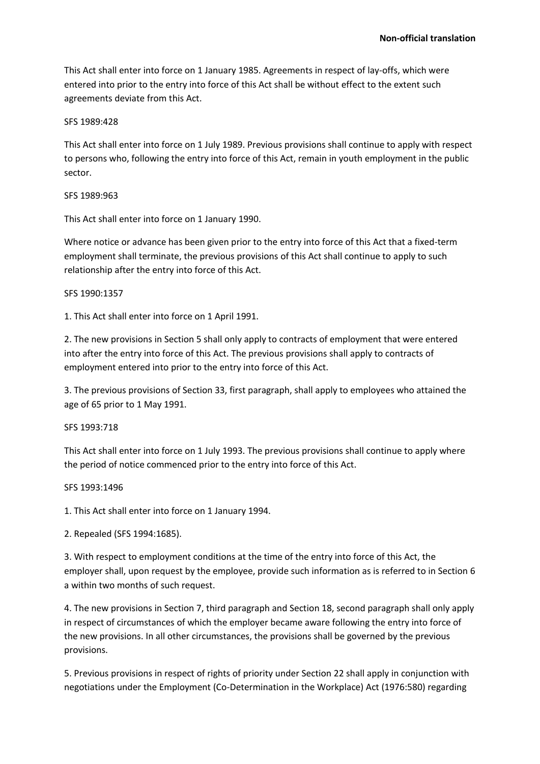This Act shall enter into force on 1 January 1985. Agreements in respect of lay-offs, which were entered into prior to the entry into force of this Act shall be without effect to the extent such agreements deviate from this Act.

SFS 1989:428

This Act shall enter into force on 1 July 1989. Previous provisions shall continue to apply with respect to persons who, following the entry into force of this Act, remain in youth employment in the public sector.

SFS 1989:963

This Act shall enter into force on 1 January 1990.

Where notice or advance has been given prior to the entry into force of this Act that a fixed-term employment shall terminate, the previous provisions of this Act shall continue to apply to such relationship after the entry into force of this Act.

SFS 1990:1357

1. This Act shall enter into force on 1 April 1991.

2. The new provisions in Section 5 shall only apply to contracts of employment that were entered into after the entry into force of this Act. The previous provisions shall apply to contracts of employment entered into prior to the entry into force of this Act.

3. The previous provisions of Section 33, first paragraph, shall apply to employees who attained the age of 65 prior to 1 May 1991.

SFS 1993:718

This Act shall enter into force on 1 July 1993. The previous provisions shall continue to apply where the period of notice commenced prior to the entry into force of this Act.

SFS 1993:1496

1. This Act shall enter into force on 1 January 1994.

2. Repealed (SFS 1994:1685).

3. With respect to employment conditions at the time of the entry into force of this Act, the employer shall, upon request by the employee, provide such information as is referred to in Section 6 a within two months of such request.

4. The new provisions in Section 7, third paragraph and Section 18, second paragraph shall only apply in respect of circumstances of which the employer became aware following the entry into force of the new provisions. In all other circumstances, the provisions shall be governed by the previous provisions.

5. Previous provisions in respect of rights of priority under Section 22 shall apply in conjunction with negotiations under the Employment (Co-Determination in the Workplace) Act (1976:580) regarding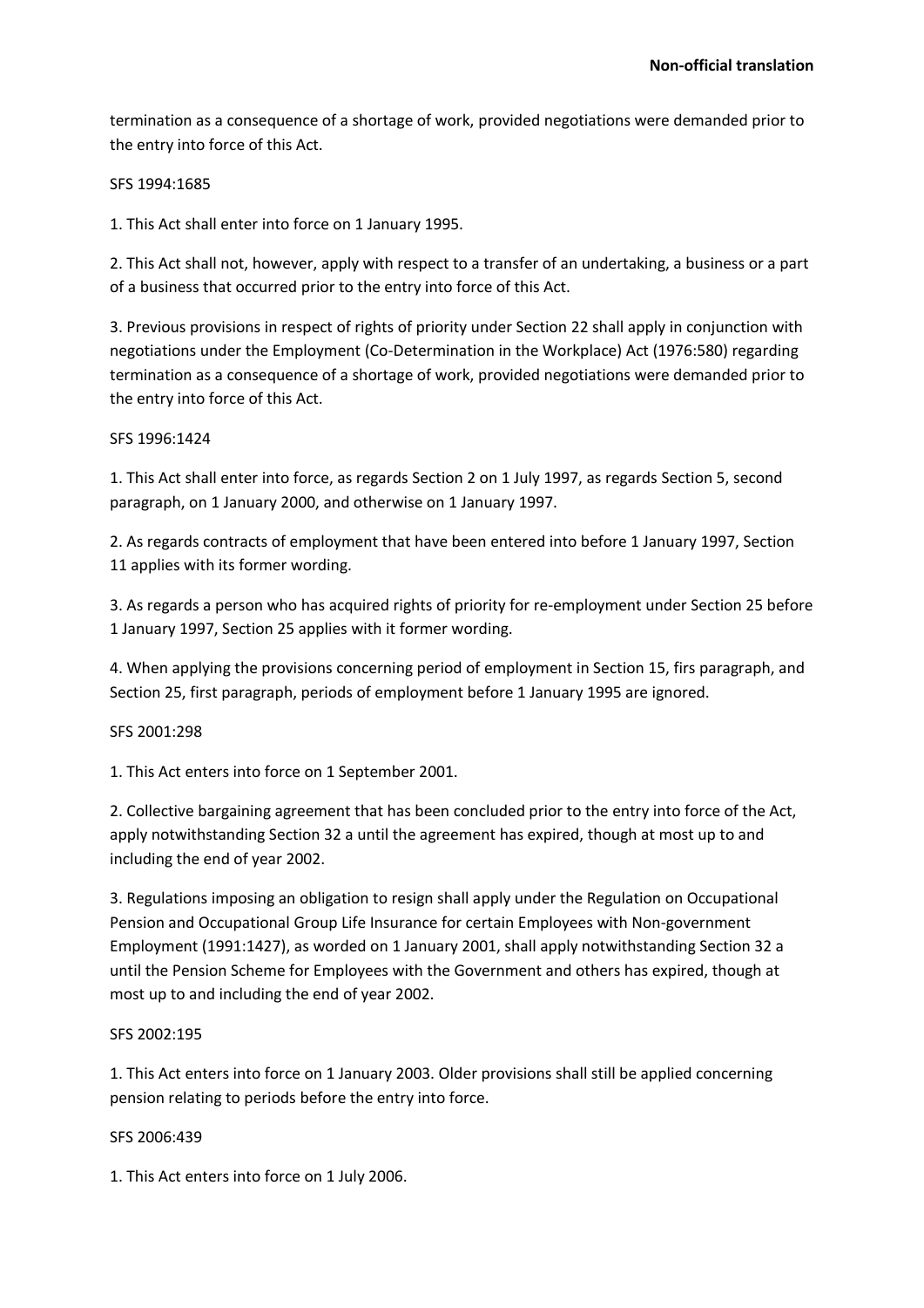termination as a consequence of a shortage of work, provided negotiations were demanded prior to the entry into force of this Act.

SFS 1994:1685

1. This Act shall enter into force on 1 January 1995.

2. This Act shall not, however, apply with respect to a transfer of an undertaking, a business or a part of a business that occurred prior to the entry into force of this Act.

3. Previous provisions in respect of rights of priority under Section 22 shall apply in conjunction with negotiations under the Employment (Co-Determination in the Workplace) Act (1976:580) regarding termination as a consequence of a shortage of work, provided negotiations were demanded prior to the entry into force of this Act.

SFS 1996:1424

1. This Act shall enter into force, as regards Section 2 on 1 July 1997, as regards Section 5, second paragraph, on 1 January 2000, and otherwise on 1 January 1997.

2. As regards contracts of employment that have been entered into before 1 January 1997, Section 11 applies with its former wording.

3. As regards a person who has acquired rights of priority for re-employment under Section 25 before 1 January 1997, Section 25 applies with it former wording.

4. When applying the provisions concerning period of employment in Section 15, firs paragraph, and Section 25, first paragraph, periods of employment before 1 January 1995 are ignored.

SFS 2001:298

1. This Act enters into force on 1 September 2001.

2. Collective bargaining agreement that has been concluded prior to the entry into force of the Act, apply notwithstanding Section 32 a until the agreement has expired, though at most up to and including the end of year 2002.

3. Regulations imposing an obligation to resign shall apply under the Regulation on Occupational Pension and Occupational Group Life Insurance for certain Employees with Non-government Employment (1991:1427), as worded on 1 January 2001, shall apply notwithstanding Section 32 a until the Pension Scheme for Employees with the Government and others has expired, though at most up to and including the end of year 2002.

SFS 2002:195

1. This Act enters into force on 1 January 2003. Older provisions shall still be applied concerning pension relating to periods before the entry into force.

SFS 2006:439

1. This Act enters into force on 1 July 2006.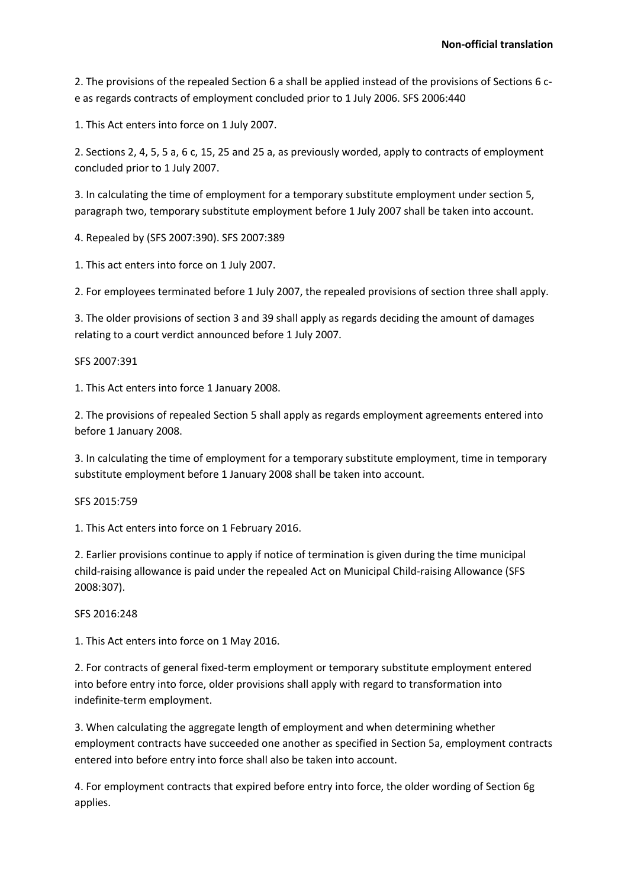2. The provisions of the repealed Section 6 a shall be applied instead of the provisions of Sections 6 c-e as regards contracts of employment concluded prior to 1 July 2006. SFS 2006:440

1. This Act enters into force on 1 July 2007.

2. Sections 2, 4, 5, 5 a, 6 c, 15, 25 and 25 a, as previously worded, apply to contracts of employment concluded prior to 1 July 2007.

3. In calculating the time of employment for a temporary substitute employment under section 5, paragraph two, temporary substitute employment before 1 July 2007 shall be taken into account.

4. Repealed by (SFS 2007:390). SFS 2007:389

1. This act enters into force on 1 July 2007.

2. For employees terminated before 1 July 2007, the repealed provisions of section three shall apply.

3. The older provisions of section 3 and 39 shall apply as regards deciding the amount of damages relating to a court verdict announced before 1 July 2007.

SFS 2007:391

1. This Act enters into force 1 January 2008.

2. The provisions of repealed Section 5 shall apply as regards employment agreements entered into before 1 January 2008.

3. In calculating the time of employment for a temporary substitute employment, time in temporary substitute employment before 1 January 2008 shall be taken into account.

SFS 2015:759

1. This Act enters into force on 1 February 2016.

2. Earlier provisions continue to apply if notice of termination is given during the time municipal child-raising allowance is paid under the repealed Act on Municipal Child-raising Allowance (SFS 2008:307).

SFS 2016:248

1. This Act enters into force on 1 May 2016.

2. For contracts of general fixed-term employment or temporary substitute employment entered into before entry into force, older provisions shall apply with regard to transformation into indefinite-term employment.

3. When calculating the aggregate length of employment and when determining whether employment contracts have succeeded one another as specified in Section 5a, employment contracts entered into before entry into force shall also be taken into account.

4. For employment contracts that expired before entry into force, the older wording of Section 6g applies.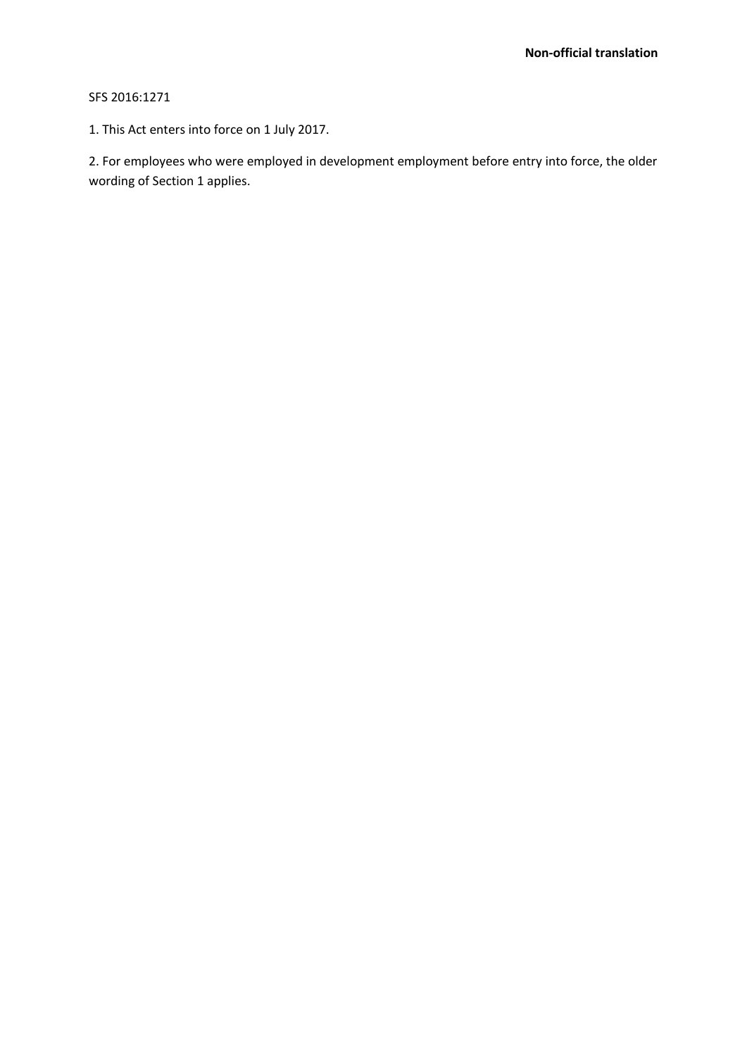**Non-official translation**

SFS 2016:1271

1. This Act enters into force on 1 July 2017.

2. For employees who were employed in development employment before entry into force, the older wording of Section 1 applies.